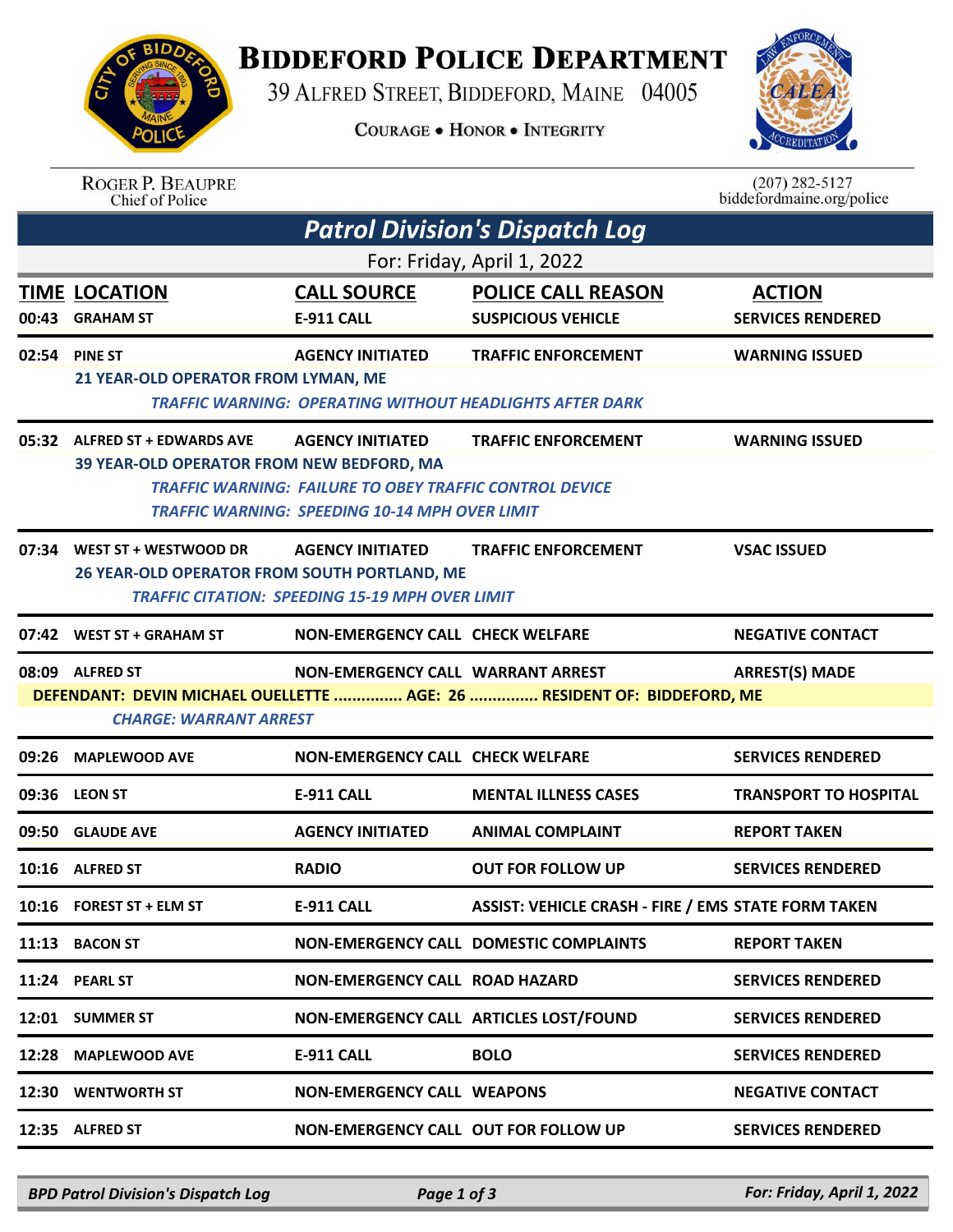# BIDDEFORD POLICE DEPARTMENT

39 ALFRED STREET, BIDDEFORD, MAINE 04005

COURAGE • HONOR • INTEGRITY

ROGER P. BEAUPRE
Chief of Police

(207) 282-5127
biddefordmaine.org/police

## Patrol Division's Dispatch Log

For: Friday, April 1, 2022

| TIME | LOCATION | CALL SOURCE | POLICE CALL REASON | ACTION |
|---|---|---|---|---|
| 00:43 | GRAHAM ST | E-911 CALL | SUSPICIOUS VEHICLE | SERVICES RENDERED |
| 02:54 | PINE ST | AGENCY INITIATED | TRAFFIC ENFORCEMENT | WARNING ISSUED |
| | 21 YEAR-OLD OPERATOR FROM LYMAN, ME<br>*TRAFFIC WARNING: OPERATING WITHOUT HEADLIGHTS AFTER DARK* | | | |
| 05:32 | ALFRED ST + EDWARDS AVE | AGENCY INITIATED | TRAFFIC ENFORCEMENT | WARNING ISSUED |
| | 39 YEAR-OLD OPERATOR FROM NEW BEDFORD, MA<br>*TRAFFIC WARNING: FAILURE TO OBEY TRAFFIC CONTROL DEVICE*<br>*TRAFFIC WARNING: SPEEDING 10-14 MPH OVER LIMIT* | | | |
| 07:34 | WEST ST + WESTWOOD DR | AGENCY INITIATED | TRAFFIC ENFORCEMENT | VSAC ISSUED |
| | 26 YEAR-OLD OPERATOR FROM SOUTH PORTLAND, ME<br>*TRAFFIC CITATION: SPEEDING 15-19 MPH OVER LIMIT* | | | |
| 07:42 | WEST ST + GRAHAM ST | NON-EMERGENCY CALL | CHECK WELFARE | NEGATIVE CONTACT |
| 08:09 | ALFRED ST | NON-EMERGENCY CALL | WARRANT ARREST | ARREST(S) MADE |
| | DEFENDANT: DEVIN MICHAEL OUELLETTE ............... AGE: 26 ............... RESIDENT OF: BIDDEFORD, ME<br>*CHARGE: WARRANT ARREST* | | | |
| 09:26 | MAPLEWOOD AVE | NON-EMERGENCY CALL | CHECK WELFARE | SERVICES RENDERED |
| 09:36 | LEON ST | E-911 CALL | MENTAL ILLNESS CASES | TRANSPORT TO HOSPITAL |
| 09:50 | GLAUDE AVE | AGENCY INITIATED | ANIMAL COMPLAINT | REPORT TAKEN |
| 10:16 | ALFRED ST | RADIO | OUT FOR FOLLOW UP | SERVICES RENDERED |
| 10:16 | FOREST ST + ELM ST | E-911 CALL | ASSIST: VEHICLE CRASH - FIRE / EMS | STATE FORM TAKEN |
| 11:13 | BACON ST | NON-EMERGENCY CALL | DOMESTIC COMPLAINTS | REPORT TAKEN |
| 11:24 | PEARL ST | NON-EMERGENCY CALL | ROAD HAZARD | SERVICES RENDERED |
| 12:01 | SUMMER ST | NON-EMERGENCY CALL | ARTICLES LOST/FOUND | SERVICES RENDERED |
| 12:28 | MAPLEWOOD AVE | E-911 CALL | BOLO | SERVICES RENDERED |
| 12:30 | WENTWORTH ST | NON-EMERGENCY CALL | WEAPONS | NEGATIVE CONTACT |
| 12:35 | ALFRED ST | NON-EMERGENCY CALL | OUT FOR FOLLOW UP | SERVICES RENDERED |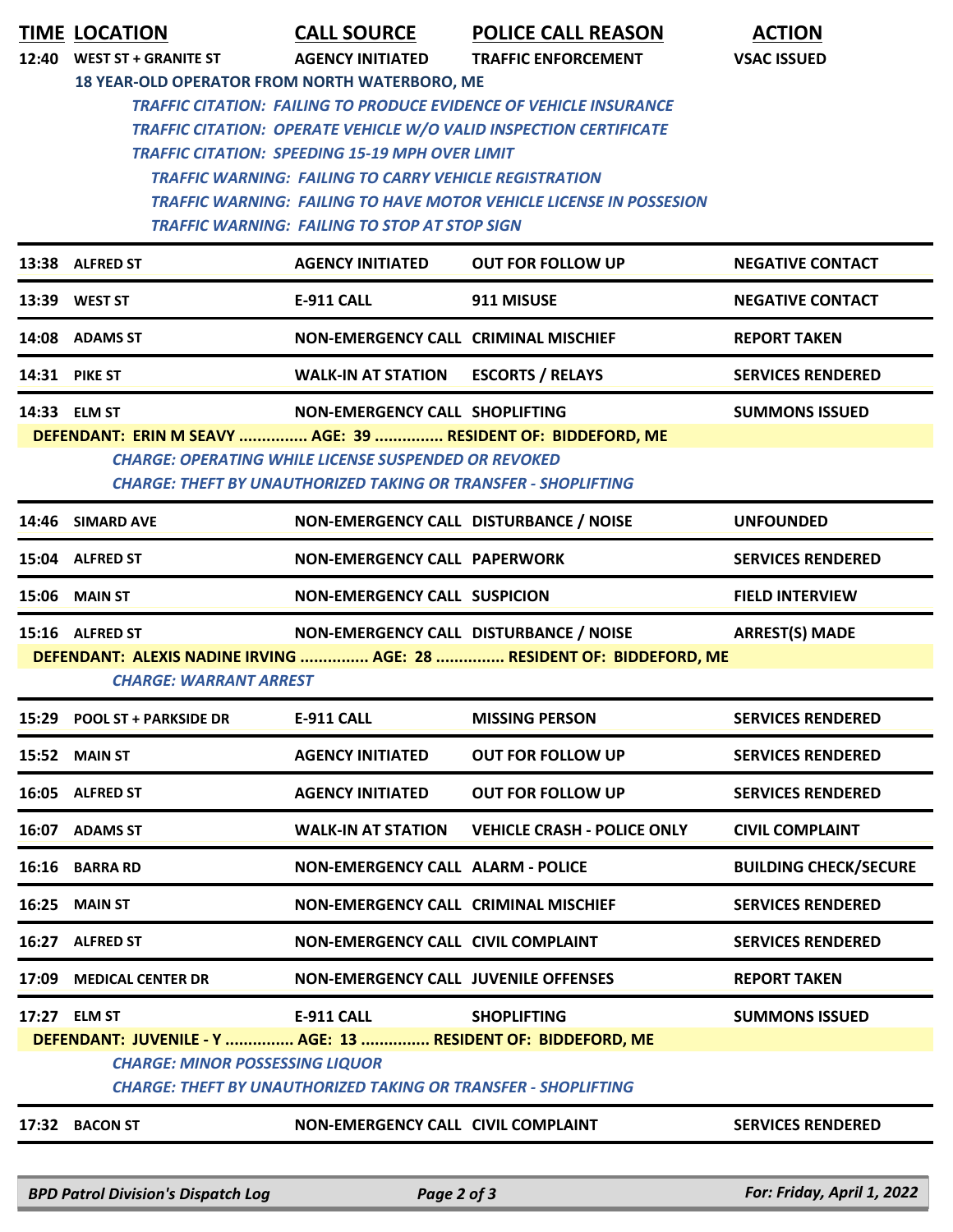| TIME | LOCATION | CALL SOURCE | POLICE CALL REASON | ACTION |
|---|---|---|---|---|
| 12:40 | WEST ST + GRANITE ST | AGENCY INITIATED | TRAFFIC ENFORCEMENT | VSAC ISSUED |

**18 YEAR-OLD OPERATOR FROM NORTH WATERBORO, ME**

*TRAFFIC CITATION: FAILING TO PRODUCE EVIDENCE OF VEHICLE INSURANCE*
*TRAFFIC CITATION: OPERATE VEHICLE W/O VALID INSPECTION CERTIFICATE*
*TRAFFIC CITATION: SPEEDING 15-19 MPH OVER LIMIT*
*TRAFFIC WARNING: FAILING TO CARRY VEHICLE REGISTRATION*
*TRAFFIC WARNING: FAILING TO HAVE MOTOR VEHICLE LICENSE IN POSSESION*
*TRAFFIC WARNING: FAILING TO STOP AT STOP SIGN*

| TIME | LOCATION | CALL SOURCE | POLICE CALL REASON | ACTION |
|---|---|---|---|---|
| 13:38 | ALFRED ST | AGENCY INITIATED | OUT FOR FOLLOW UP | NEGATIVE CONTACT |
| 13:39 | WEST ST | E-911 CALL | 911 MISUSE | NEGATIVE CONTACT |
| 14:08 | ADAMS ST | NON-EMERGENCY CALL | CRIMINAL MISCHIEF | REPORT TAKEN |
| 14:31 | PIKE ST | WALK-IN AT STATION | ESCORTS / RELAYS | SERVICES RENDERED |
| 14:33 | ELM ST | NON-EMERGENCY CALL | SHOPLIFTING | SUMMONS ISSUED |

**DEFENDANT: ERIN M SEAVY ............... AGE: 39 ............... RESIDENT OF: BIDDEFORD, ME**

*CHARGE: OPERATING WHILE LICENSE SUSPENDED OR REVOKED*
*CHARGE: THEFT BY UNAUTHORIZED TAKING OR TRANSFER - SHOPLIFTING*

| TIME | LOCATION | CALL SOURCE | POLICE CALL REASON | ACTION |
|---|---|---|---|---|
| 14:46 | SIMARD AVE | NON-EMERGENCY CALL | DISTURBANCE / NOISE | UNFOUNDED |
| 15:04 | ALFRED ST | NON-EMERGENCY CALL | PAPERWORK | SERVICES RENDERED |
| 15:06 | MAIN ST | NON-EMERGENCY CALL | SUSPICION | FIELD INTERVIEW |
| 15:16 | ALFRED ST | NON-EMERGENCY CALL | DISTURBANCE / NOISE | ARREST(S) MADE |

**DEFENDANT: ALEXIS NADINE IRVING ............... AGE: 28 ............... RESIDENT OF: BIDDEFORD, ME**

*CHARGE: WARRANT ARREST*

| TIME | LOCATION | CALL SOURCE | POLICE CALL REASON | ACTION |
|---|---|---|---|---|
| 15:29 | POOL ST + PARKSIDE DR | E-911 CALL | MISSING PERSON | SERVICES RENDERED |
| 15:52 | MAIN ST | AGENCY INITIATED | OUT FOR FOLLOW UP | SERVICES RENDERED |
| 16:05 | ALFRED ST | AGENCY INITIATED | OUT FOR FOLLOW UP | SERVICES RENDERED |
| 16:07 | ADAMS ST | WALK-IN AT STATION | VEHICLE CRASH - POLICE ONLY | CIVIL COMPLAINT |
| 16:16 | BARRA RD | NON-EMERGENCY CALL | ALARM - POLICE | BUILDING CHECK/SECURE |
| 16:25 | MAIN ST | NON-EMERGENCY CALL | CRIMINAL MISCHIEF | SERVICES RENDERED |
| 16:27 | ALFRED ST | NON-EMERGENCY CALL | CIVIL COMPLAINT | SERVICES RENDERED |
| 17:09 | MEDICAL CENTER DR | NON-EMERGENCY CALL | JUVENILE OFFENSES | REPORT TAKEN |
| 17:27 | ELM ST | E-911 CALL | SHOPLIFTING | SUMMONS ISSUED |

**DEFENDANT: JUVENILE - Y ............... AGE: 13 ............... RESIDENT OF: BIDDEFORD, ME**

*CHARGE: MINOR POSSESSING LIQUOR*
*CHARGE: THEFT BY UNAUTHORIZED TAKING OR TRANSFER - SHOPLIFTING*

| TIME | LOCATION | CALL SOURCE | POLICE CALL REASON | ACTION |
|---|---|---|---|---|
| 17:32 | BACON ST | NON-EMERGENCY CALL | CIVIL COMPLAINT | SERVICES RENDERED |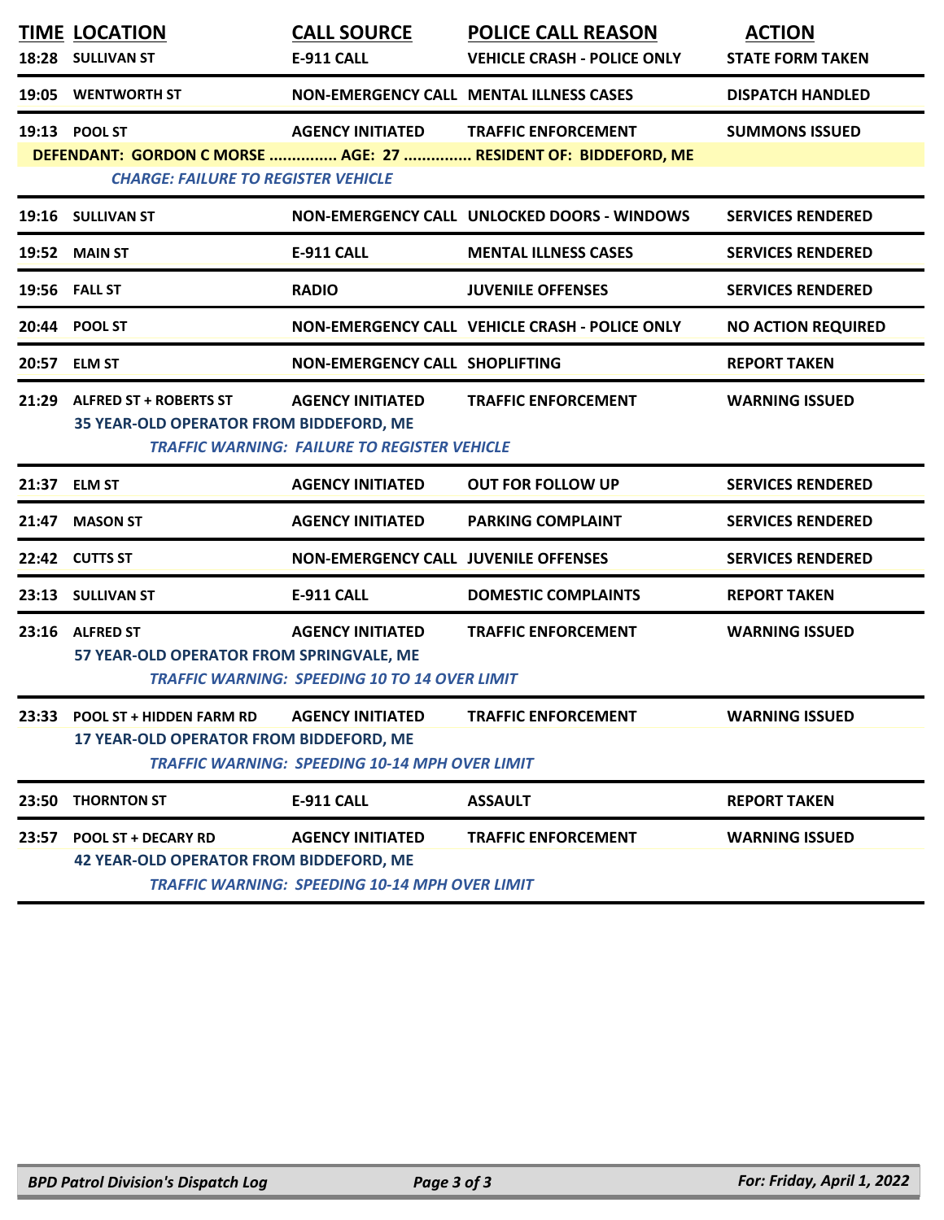| TIME | LOCATION | CALL SOURCE | POLICE CALL REASON | ACTION |
| --- | --- | --- | --- | --- |
| 18:28 | SULLIVAN ST | E-911 CALL | VEHICLE CRASH - POLICE ONLY | STATE FORM TAKEN |
| 19:05 | WENTWORTH ST | NON-EMERGENCY CALL | MENTAL ILLNESS CASES | DISPATCH HANDLED |
| 19:13 | POOL ST | AGENCY INITIATED | TRAFFIC ENFORCEMENT | SUMMONS ISSUED |
| | DEFENDANT: GORDON C MORSE ............... AGE: 27 ............... RESIDENT OF: BIDDEFORD, ME<br>*CHARGE: FAILURE TO REGISTER VEHICLE* | | | |
| 19:16 | SULLIVAN ST | NON-EMERGENCY CALL | UNLOCKED DOORS - WINDOWS | SERVICES RENDERED |
| 19:52 | MAIN ST | E-911 CALL | MENTAL ILLNESS CASES | SERVICES RENDERED |
| 19:56 | FALL ST | RADIO | JUVENILE OFFENSES | SERVICES RENDERED |
| 20:44 | POOL ST | NON-EMERGENCY CALL | VEHICLE CRASH - POLICE ONLY | NO ACTION REQUIRED |
| 20:57 | ELM ST | NON-EMERGENCY CALL | SHOPLIFTING | REPORT TAKEN |
| 21:29 | ALFRED ST + ROBERTS ST | AGENCY INITIATED | TRAFFIC ENFORCEMENT | WARNING ISSUED |
| | 35 YEAR-OLD OPERATOR FROM BIDDEFORD, ME<br>*TRAFFIC WARNING: FAILURE TO REGISTER VEHICLE* | | | |
| 21:37 | ELM ST | AGENCY INITIATED | OUT FOR FOLLOW UP | SERVICES RENDERED |
| 21:47 | MASON ST | AGENCY INITIATED | PARKING COMPLAINT | SERVICES RENDERED |
| 22:42 | CUTTS ST | NON-EMERGENCY CALL | JUVENILE OFFENSES | SERVICES RENDERED |
| 23:13 | SULLIVAN ST | E-911 CALL | DOMESTIC COMPLAINTS | REPORT TAKEN |
| 23:16 | ALFRED ST | AGENCY INITIATED | TRAFFIC ENFORCEMENT | WARNING ISSUED |
| | 57 YEAR-OLD OPERATOR FROM SPRINGVALE, ME<br>*TRAFFIC WARNING: SPEEDING 10 TO 14 OVER LIMIT* | | | |
| 23:33 | POOL ST + HIDDEN FARM RD | AGENCY INITIATED | TRAFFIC ENFORCEMENT | WARNING ISSUED |
| | 17 YEAR-OLD OPERATOR FROM BIDDEFORD, ME<br>*TRAFFIC WARNING: SPEEDING 10-14 MPH OVER LIMIT* | | | |
| 23:50 | THORNTON ST | E-911 CALL | ASSAULT | REPORT TAKEN |
| 23:57 | POOL ST + DECARY RD | AGENCY INITIATED | TRAFFIC ENFORCEMENT | WARNING ISSUED |
| | 42 YEAR-OLD OPERATOR FROM BIDDEFORD, ME<br>*TRAFFIC WARNING: SPEEDING 10-14 MPH OVER LIMIT* | | | |